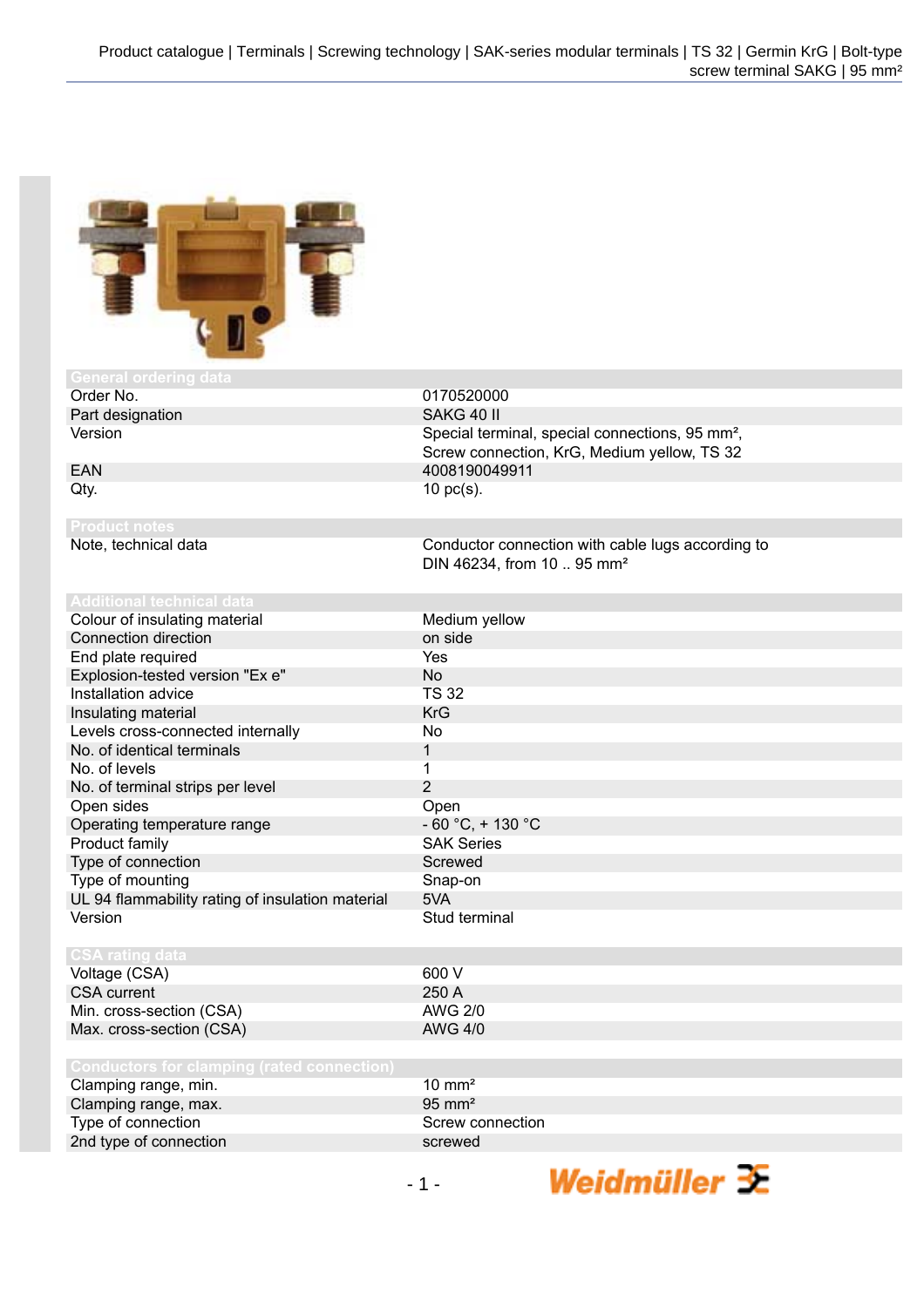## General ordering data

| | |
|---|---|
| Order No. | 0170520000 |
| Part designation | SAKG 40 II |
| Version | Special terminal, special connections, 95 mm², Screw connection, KrG, Medium yellow, TS 32 |
| EAN | 4008190049911 |
| Qty. | 10 pc(s). |

## Product notes

| | |
|---|---|
| Note, technical data | Conductor connection with cable lugs according to DIN 46234, from 10 .. 95 mm² |

## Additional technical data

| | |
|---|---|
| Colour of insulating material | Medium yellow |
| Connection direction | on side |
| End plate required | Yes |
| Explosion-tested version "Ex e" | No |
| Installation advice | TS 32 |
| Insulating material | KrG |
| Levels cross-connected internally | No |
| No. of identical terminals | 1 |
| No. of levels | 1 |
| No. of terminal strips per level | 2 |
| Open sides | Open |
| Operating temperature range | - 60 °C, + 130 °C |
| Product family | SAK Series |
| Type of connection | Screwed |
| Type of mounting | Snap-on |
| UL 94 flammability rating of insulation material | 5VA |
| Version | Stud terminal |

## CSA rating data

| | |
|---|---|
| Voltage (CSA) | 600 V |
| CSA current | 250 A |
| Min. cross-section (CSA) | AWG 2/0 |
| Max. cross-section (CSA) | AWG 4/0 |

## Conductors for clamping (rated connection)

| | |
|---|---|
| Clamping range, min. | 10 mm² |
| Clamping range, max. | 95 mm² |
| Type of connection | Screw connection |
| 2nd type of connection | screwed |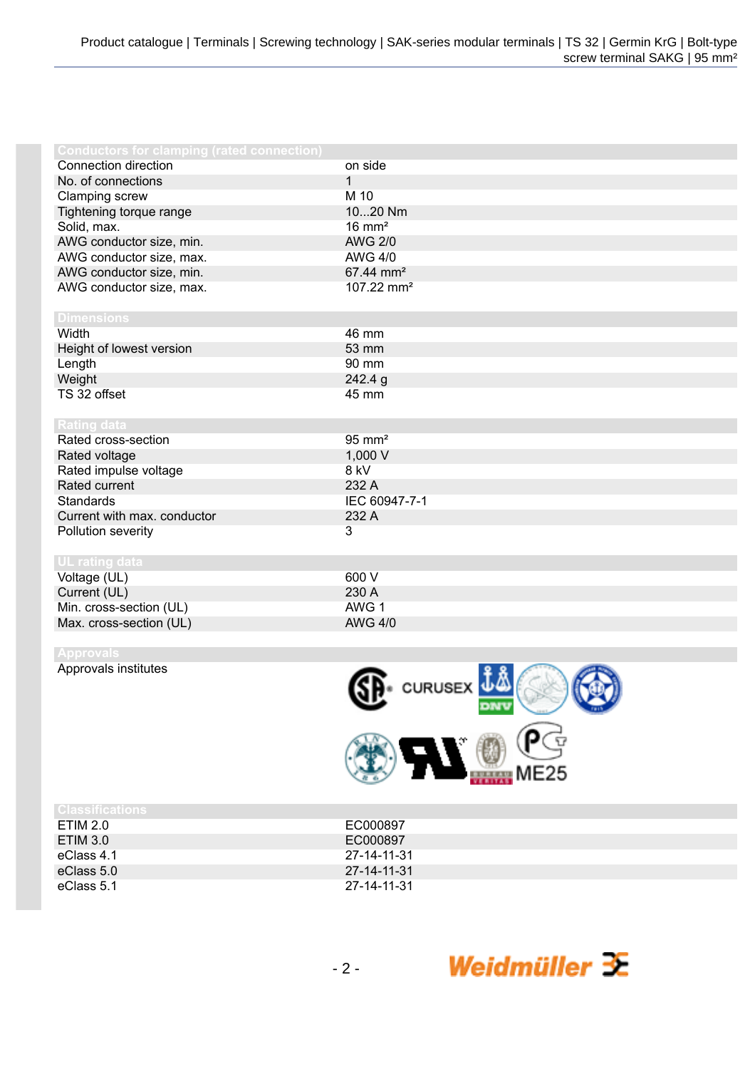## Conductors for clamping (rated connection)

| | |
|---|---|
| Connection direction | on side |
| No. of connections | 1 |
| Clamping screw | M 10 |
| Tightening torque range | 10...20 Nm |
| Solid, max. | 16 mm² |
| AWG conductor size, min. | AWG 2/0 |
| AWG conductor size, max. | AWG 4/0 |
| AWG conductor size, min. | 67.44 mm² |
| AWG conductor size, max. | 107.22 mm² |

## Dimensions

| | |
|---|---|
| Width | 46 mm |
| Height of lowest version | 53 mm |
| Length | 90 mm |
| Weight | 242.4 g |
| TS 32 offset | 45 mm |

## Rating data

| | |
|---|---|
| Rated cross-section | 95 mm² |
| Rated voltage | 1,000 V |
| Rated impulse voltage | 8 kV |
| Rated current | 232 A |
| Standards | IEC 60947-7-1 |
| Current with max. conductor | 232 A |
| Pollution severity | 3 |

## UL rating data

| | |
|---|---|
| Voltage (UL) | 600 V |
| Current (UL) | 230 A |
| Min. cross-section (UL) | AWG 1 |
| Max. cross-section (UL) | AWG 4/0 |

## Approvals

| | |
|---|---|
| Approvals institutes | CURUSEX, DNV, ME25 |

## Classifications

| | |
|---|---|
| ETIM 2.0 | EC000897 |
| ETIM 3.0 | EC000897 |
| eClass 4.1 | 27-14-11-31 |
| eClass 5.0 | 27-14-11-31 |
| eClass 5.1 | 27-14-11-31 |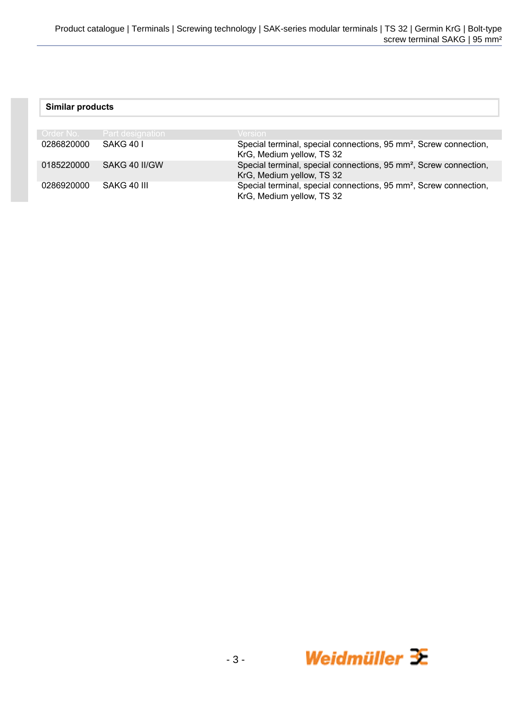## Similar products

| Order No. | Part designation | Version |
|---|---|---|
| 0286820000 | SAKG 40 I | Special terminal, special connections, 95 mm², Screw connection, KrG, Medium yellow, TS 32 |
| 0185220000 | SAKG 40 II/GW | Special terminal, special connections, 95 mm², Screw connection, KrG, Medium yellow, TS 32 |
| 0286920000 | SAKG 40 III | Special terminal, special connections, 95 mm², Screw connection, KrG, Medium yellow, TS 32 |